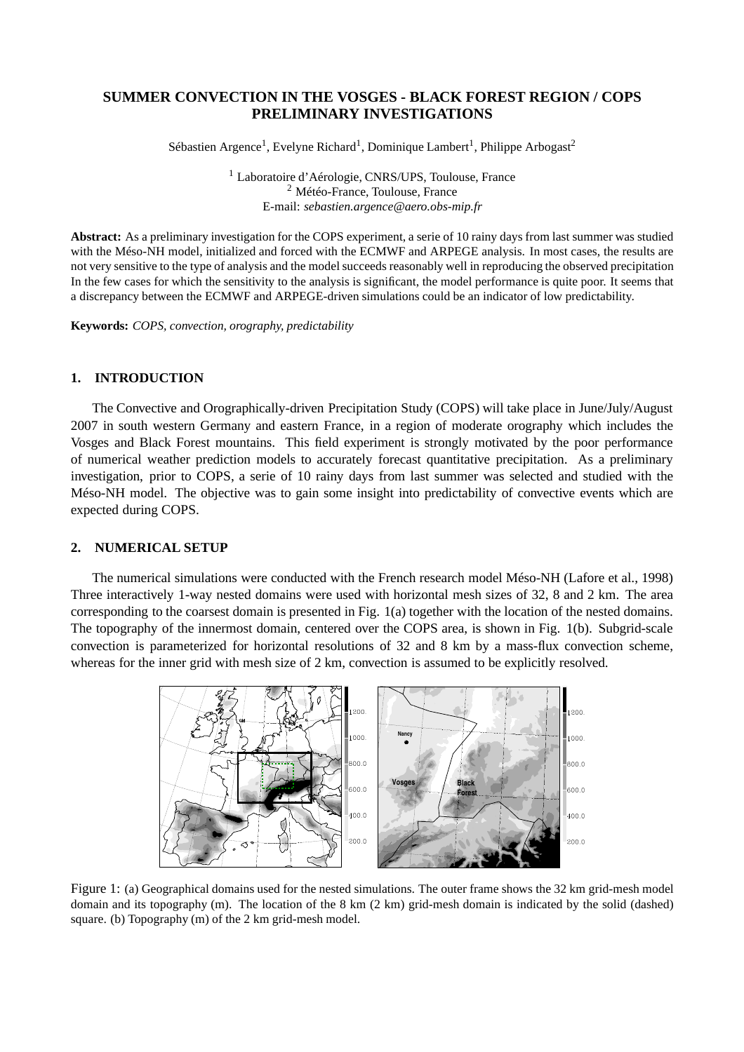# SUMMER CONVECTION IN THE VOSGES - BLACK FOREST REGION / COPS PRELIMINARY INVESTIGATIONS

Sébastien Argence[1], Evelyne Richard[1], Dominique Lambert[1], Philippe Arbogast[2]

[1] Laboratoire d'Aérologie, CNRS/UPS, Toulouse, France
[2] Météo-France, Toulouse, France
E-mail: *sebastien.argence@aero.obs-mip.fr*

**Abstract:** As a preliminary investigation for the COPS experiment, a serie of 10 rainy days from last summer was studied with the Méso-NH model, initialized and forced with the ECMWF and ARPEGE analysis. In most cases, the results are not very sensitive to the type of analysis and the model succeeds reasonably well in reproducing the observed precipitation In the few cases for which the sensitivity to the analysis is significant, the model performance is quite poor. It seems that a discrepancy between the ECMWF and ARPEGE-driven simulations could be an indicator of low predictability.

**Keywords:** *COPS, convection, orography, predictability*

## 1. INTRODUCTION

The Convective and Orographically-driven Precipitation Study (COPS) will take place in June/July/August 2007 in south western Germany and eastern France, in a region of moderate orography which includes the Vosges and Black Forest mountains. This field experiment is strongly motivated by the poor performance of numerical weather prediction models to accurately forecast quantitative precipitation. As a preliminary investigation, prior to COPS, a serie of 10 rainy days from last summer was selected and studied with the Méso-NH model. The objective was to gain some insight into predictability of convective events which are expected during COPS.

## 2. NUMERICAL SETUP

The numerical simulations were conducted with the French research model Méso-NH (Lafore et al., 1998) Three interactively 1-way nested domains were used with horizontal mesh sizes of 32, 8 and 2 km. The area corresponding to the coarsest domain is presented in Fig. 1(a) together with the location of the nested domains. The topography of the innermost domain, centered over the COPS area, is shown in Fig. 1(b). Subgrid-scale convection is parameterized for horizontal resolutions of 32 and 8 km by a mass-flux convection scheme, whereas for the inner grid with mesh size of 2 km, convection is assumed to be explicitly resolved.

Figure 1: (a) Geographical domains used for the nested simulations. The outer frame shows the 32 km grid-mesh model domain and its topography (m). The location of the 8 km (2 km) grid-mesh domain is indicated by the solid (dashed) square. (b) Topography (m) of the 2 km grid-mesh model.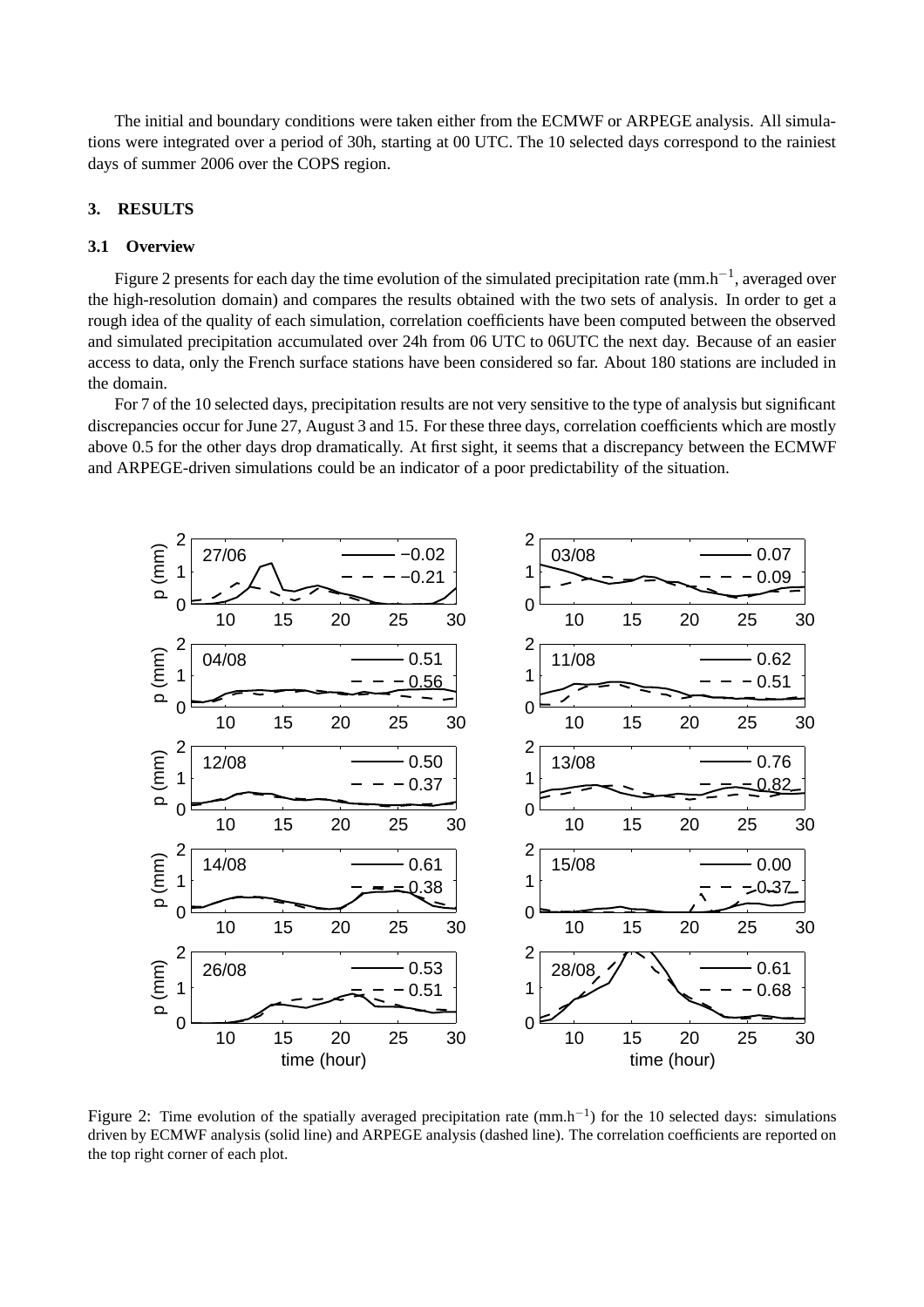The initial and boundary conditions were taken either from the ECMWF or ARPEGE analysis. All simulations were integrated over a period of 30h, starting at 00 UTC. The 10 selected days correspond to the rainiest days of summer 2006 over the COPS region.

## 3. RESULTS

### 3.1 Overview

Figure 2 presents for each day the time evolution of the simulated precipitation rate (mm.h$^{-1}$, averaged over the high-resolution domain) and compares the results obtained with the two sets of analysis. In order to get a rough idea of the quality of each simulation, correlation coefficients have been computed between the observed and simulated precipitation accumulated over 24h from 06 UTC to 06UTC the next day. Because of an easier access to data, only the French surface stations have been considered so far. About 180 stations are included in the domain.

For 7 of the 10 selected days, precipitation results are not very sensitive to the type of analysis but significant discrepancies occur for June 27, August 3 and 15. For these three days, correlation coefficients which are mostly above 0.5 for the other days drop dramatically. At first sight, it seems that a discrepancy between the ECMWF and ARPEGE-driven simulations could be an indicator of a poor predictability of the situation.

Figure 2: Time evolution of the spatially averaged precipitation rate (mm.h$^{-1}$) for the 10 selected days: simulations driven by ECMWF analysis (solid line) and ARPEGE analysis (dashed line). The correlation coefficients are reported on the top right corner of each plot.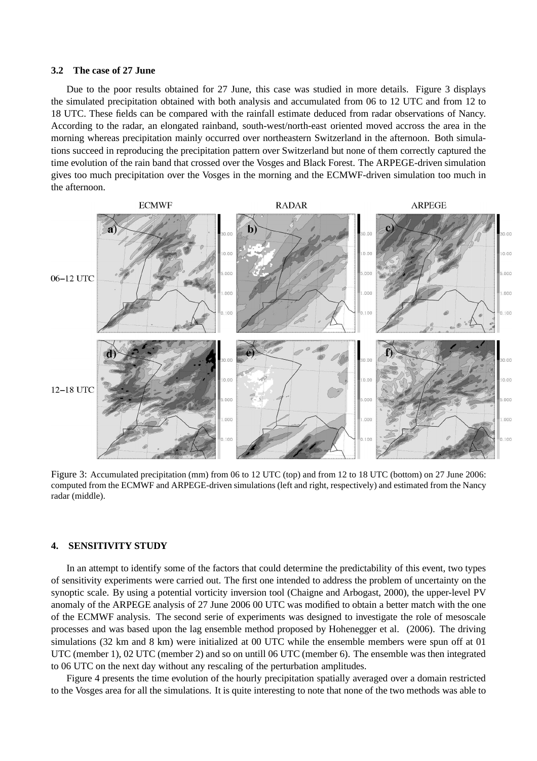### 3.2 The case of 27 June

Due to the poor results obtained for 27 June, this case was studied in more details. Figure 3 displays the simulated precipitation obtained with both analysis and accumulated from 06 to 12 UTC and from 12 to 18 UTC. These fields can be compared with the rainfall estimate deduced from radar observations of Nancy. According to the radar, an elongated rainband, south-west/north-east oriented moved accross the area in the morning whereas precipitation mainly occurred over northeastern Switzerland in the afternoon. Both simulations succeed in reproducing the precipitation pattern over Switzerland but none of them correctly captured the time evolution of the rain band that crossed over the Vosges and Black Forest. The ARPEGE-driven simulation gives too much precipitation over the Vosges in the morning and the ECMWF-driven simulation too much in the afternoon.

Figure 3: Accumulated precipitation (mm) from 06 to 12 UTC (top) and from 12 to 18 UTC (bottom) on 27 June 2006: computed from the ECMWF and ARPEGE-driven simulations (left and right, respectively) and estimated from the Nancy radar (middle).

## 4. SENSITIVITY STUDY

In an attempt to identify some of the factors that could determine the predictability of this event, two types of sensitivity experiments were carried out. The first one intended to address the problem of uncertainty on the synoptic scale. By using a potential vorticity inversion tool (Chaigne and Arbogast, 2000), the upper-level PV anomaly of the ARPEGE analysis of 27 June 2006 00 UTC was modified to obtain a better match with the one of the ECMWF analysis. The second serie of experiments was designed to investigate the role of mesoscale processes and was based upon the lag ensemble method proposed by Hohenegger et al. (2006). The driving simulations (32 km and 8 km) were initialized at 00 UTC while the ensemble members were spun off at 01 UTC (member 1), 02 UTC (member 2) and so on untill 06 UTC (member 6). The ensemble was then integrated to 06 UTC on the next day without any rescaling of the perturbation amplitudes.

Figure 4 presents the time evolution of the hourly precipitation spatially averaged over a domain restricted to the Vosges area for all the simulations. It is quite interesting to note that none of the two methods was able to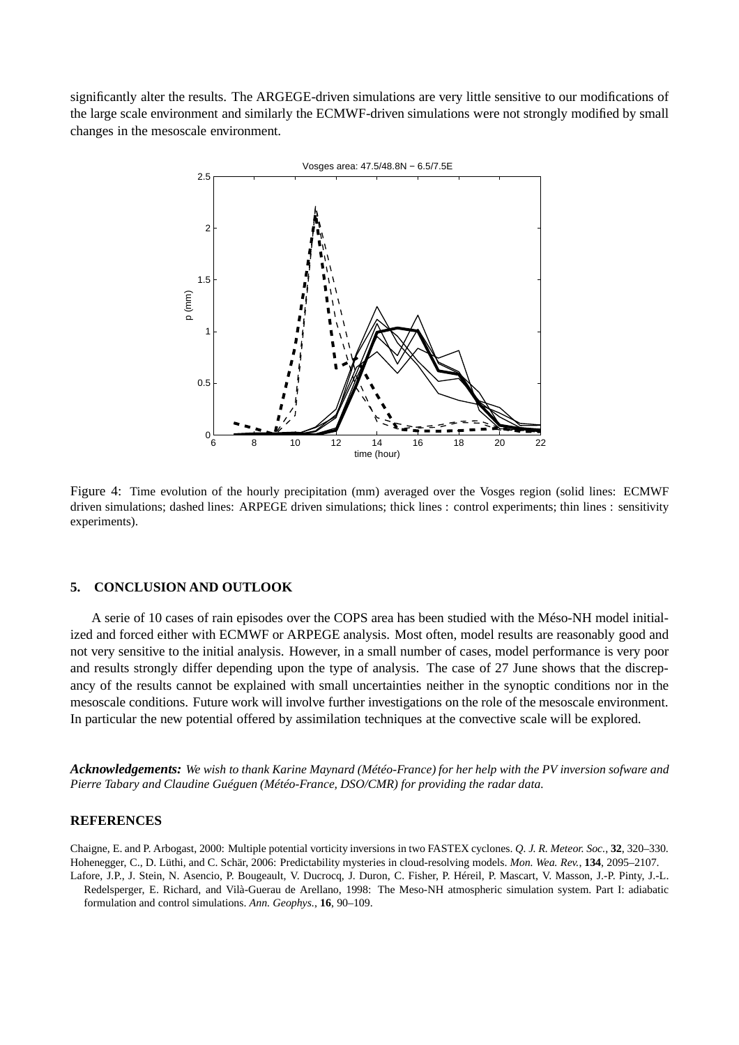significantly alter the results. The ARGEGE-driven simulations are very little sensitive to our modifications of the large scale environment and similarly the ECMWF-driven simulations were not strongly modified by small changes in the mesoscale environment.

Vosges area: 47.5/48.8N − 6.5/7.5E

p (mm)

0
0.5
1
1.5
2
2.5

6 8 10 12 14 16 18 20 22

time (hour)

Figure 4: Time evolution of the hourly precipitation (mm) averaged over the Vosges region (solid lines: ECMWF driven simulations; dashed lines: ARPEGE driven simulations; thick lines : control experiments; thin lines : sensitivity experiments).

## 5. CONCLUSION AND OUTLOOK

A serie of 10 cases of rain episodes over the COPS area has been studied with the Méso-NH model initialized and forced either with ECMWF or ARPEGE analysis. Most often, model results are reasonably good and not very sensitive to the initial analysis. However, in a small number of cases, model performance is very poor and results strongly differ depending upon the type of analysis. The case of 27 June shows that the discrepancy of the results cannot be explained with small uncertainties neither in the synoptic conditions nor in the mesoscale conditions. Future work will involve further investigations on the role of the mesoscale environment. In particular the new potential offered by assimilation techniques at the convective scale will be explored.

***Acknowledgements:*** *We wish to thank Karine Maynard (Météo-France) for her help with the PV inversion sofware and Pierre Tabary and Claudine Guéguen (Météo-France, DSO/CMR) for providing the radar data.*

## REFERENCES

Chaigne, E. and P. Arbogast, 2000: Multiple potential vorticity inversions in two FASTEX cyclones. *Q. J. R. Meteor. Soc.*, **32**, 320–330.

Hohenegger, C., D. Lüthi, and C. Schär, 2006: Predictability mysteries in cloud-resolving models. *Mon. Wea. Rev.*, **134**, 2095–2107.

Lafore, J.P., J. Stein, N. Asencio, P. Bougeault, V. Ducrocq, J. Duron, C. Fisher, P. Héreil, P. Mascart, V. Masson, J.-P. Pinty, J.-L. Redelsperger, E. Richard, and Vilà-Guerau de Arellano, 1998: The Meso-NH atmospheric simulation system. Part I: adiabatic formulation and control simulations. *Ann. Geophys.*, **16**, 90–109.